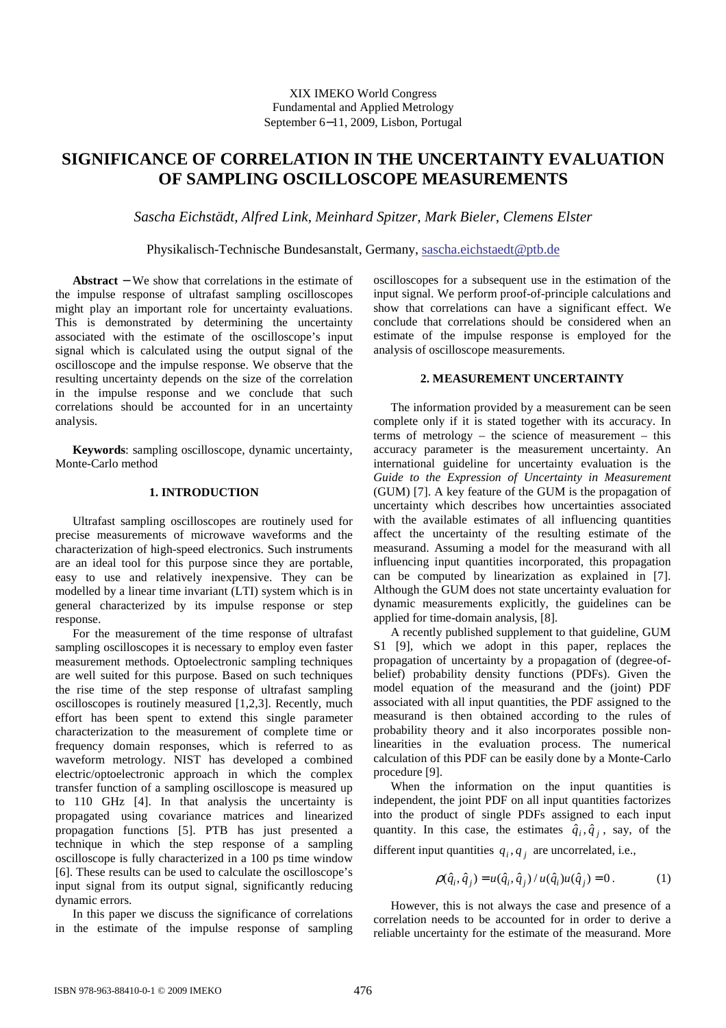XIX IMEKO World Congress
Fundamental and Applied Metrology
September 6−11, 2009, Lisbon, Portugal

# SIGNIFICANCE OF CORRELATION IN THE UNCERTAINTY EVALUATION OF SAMPLING OSCILLOSCOPE MEASUREMENTS

*Sascha Eichstädt, Alfred Link, Meinhard Spitzer, Mark Bieler, Clemens Elster*

Physikalisch-Technische Bundesanstalt, Germany, sascha.eichstaedt@ptb.de

**Abstract** − We show that correlations in the estimate of the impulse response of ultrafast sampling oscilloscopes might play an important role for uncertainty evaluations. This is demonstrated by determining the uncertainty associated with the estimate of the oscilloscope's input signal which is calculated using the output signal of the oscilloscope and the impulse response. We observe that the resulting uncertainty depends on the size of the correlation in the impulse response and we conclude that such correlations should be accounted for in an uncertainty analysis.

**Keywords**: sampling oscilloscope, dynamic uncertainty, Monte-Carlo method

## 1. INTRODUCTION

Ultrafast sampling oscilloscopes are routinely used for precise measurements of microwave waveforms and the characterization of high-speed electronics. Such instruments are an ideal tool for this purpose since they are portable, easy to use and relatively inexpensive. They can be modelled by a linear time invariant (LTI) system which is in general characterized by its impulse response or step response.

For the measurement of the time response of ultrafast sampling oscilloscopes it is necessary to employ even faster measurement methods. Optoelectronic sampling techniques are well suited for this purpose. Based on such techniques the rise time of the step response of ultrafast sampling oscilloscopes is routinely measured [1,2,3]. Recently, much effort has been spent to extend this single parameter characterization to the measurement of complete time or frequency domain responses, which is referred to as waveform metrology. NIST has developed a combined electric/optoelectronic approach in which the complex transfer function of a sampling oscilloscope is measured up to 110 GHz [4]. In that analysis the uncertainty is propagated using covariance matrices and linearized propagation functions [5]. PTB has just presented a technique in which the step response of a sampling oscilloscope is fully characterized in a 100 ps time window [6]. These results can be used to calculate the oscilloscope's input signal from its output signal, significantly reducing dynamic errors.

In this paper we discuss the significance of correlations in the estimate of the impulse response of sampling oscilloscopes for a subsequent use in the estimation of the input signal. We perform proof-of-principle calculations and show that correlations can have a significant effect. We conclude that correlations should be considered when an estimate of the impulse response is employed for the analysis of oscilloscope measurements.

## 2. MEASUREMENT UNCERTAINTY

The information provided by a measurement can be seen complete only if it is stated together with its accuracy. In terms of metrology – the science of measurement – this accuracy parameter is the measurement uncertainty. An international guideline for uncertainty evaluation is the *Guide to the Expression of Uncertainty in Measurement* (GUM) [7]. A key feature of the GUM is the propagation of uncertainty which describes how uncertainties associated with the available estimates of all influencing quantities affect the uncertainty of the resulting estimate of the measurand. Assuming a model for the measurand with all influencing input quantities incorporated, this propagation can be computed by linearization as explained in [7]. Although the GUM does not state uncertainty evaluation for dynamic measurements explicitly, the guidelines can be applied for time-domain analysis, [8].

A recently published supplement to that guideline, GUM S1 [9], which we adopt in this paper, replaces the propagation of uncertainty by a propagation of (degree-of-belief) probability density functions (PDFs). Given the model equation of the measurand and the (joint) PDF associated with all input quantities, the PDF assigned to the measurand is then obtained according to the rules of probability theory and it also incorporates possible non-linearities in the evaluation process. The numerical calculation of this PDF can be easily done by a Monte-Carlo procedure [9].

When the information on the input quantities is independent, the joint PDF on all input quantities factorizes into the product of single PDFs assigned to each input quantity. In this case, the estimates $\hat{q}_i, \hat{q}_j$, say, of the different input quantities $q_i, q_j$ are uncorrelated, i.e.,

$$\rho(\hat{q}_i, \hat{q}_j) = u(\hat{q}_i, \hat{q}_j) / u(\hat{q}_i) u(\hat{q}_j) = 0 \,. \tag{1}$$

However, this is not always the case and presence of a correlation needs to be accounted for in order to derive a reliable uncertainty for the estimate of the measurand. More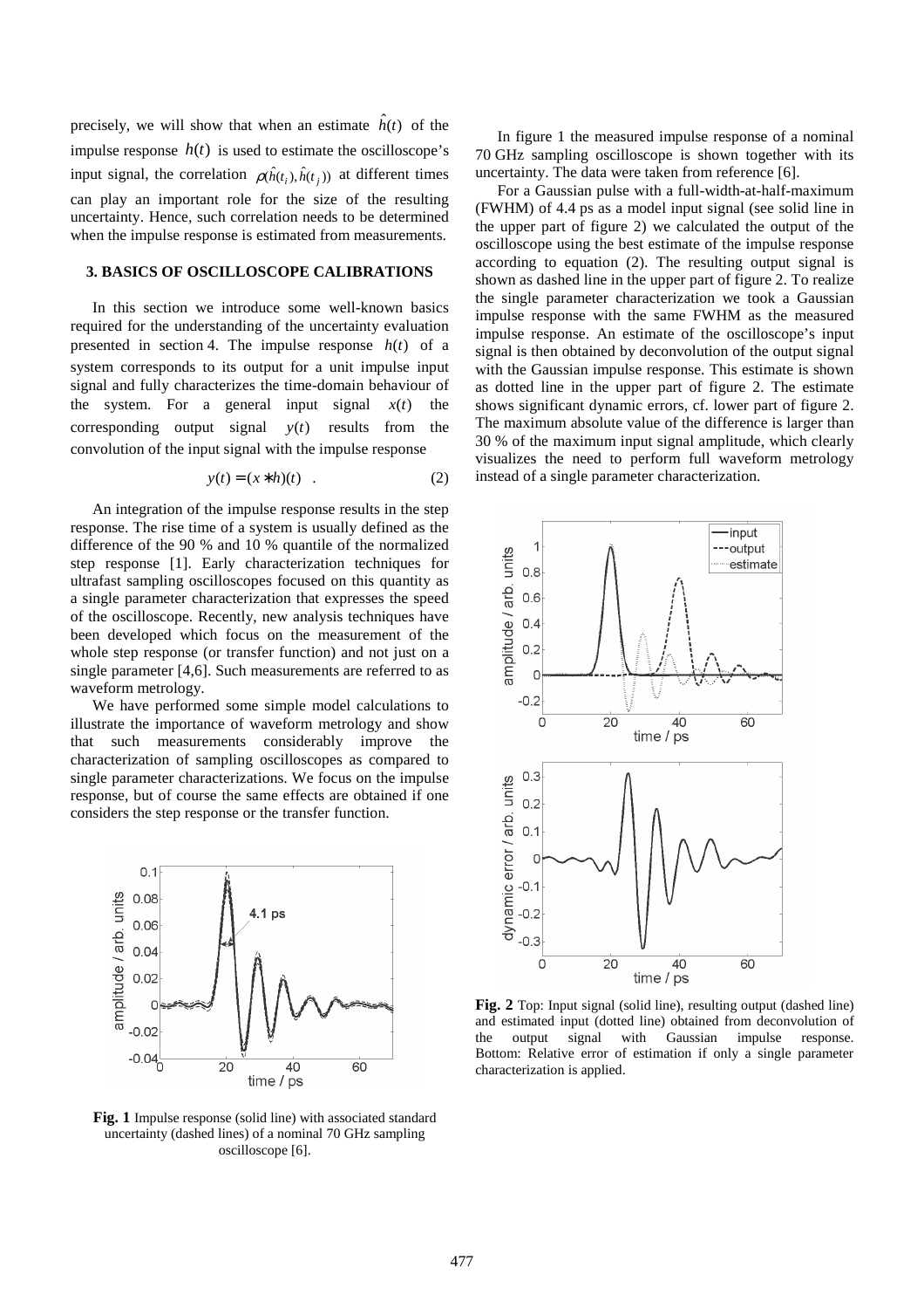precisely, we will show that when an estimate $\hat{h}(t)$ of the impulse response $h(t)$ is used to estimate the oscilloscope's input signal, the correlation $\rho(\hat{h}(t_i), \hat{h}(t_j))$ at different times can play an important role for the size of the resulting uncertainty. Hence, such correlation needs to be determined when the impulse response is estimated from measurements.

## 3. BASICS OF OSCILLOSCOPE CALIBRATIONS

In this section we introduce some well-known basics required for the understanding of the uncertainty evaluation presented in section 4. The impulse response $h(t)$ of a system corresponds to its output for a unit impulse input signal and fully characterizes the time-domain behaviour of the system. For a general input signal $x(t)$ the corresponding output signal $y(t)$ results from the convolution of the input signal with the impulse response

$$y(t) = (x * h)(t) \quad . \tag{2}$$

An integration of the impulse response results in the step response. The rise time of a system is usually defined as the difference of the 90 % and 10 % quantile of the normalized step response [1]. Early characterization techniques for ultrafast sampling oscilloscopes focused on this quantity as a single parameter characterization that expresses the speed of the oscilloscope. Recently, new analysis techniques have been developed which focus on the measurement of the whole step response (or transfer function) and not just on a single parameter [4,6]. Such measurements are referred to as waveform metrology.

We have performed some simple model calculations to illustrate the importance of waveform metrology and show that such measurements considerably improve the characterization of sampling oscilloscopes as compared to single parameter characterizations. We focus on the impulse response, but of course the same effects are obtained if one considers the step response or the transfer function.

**Fig. 1** Impulse response (solid line) with associated standard uncertainty (dashed lines) of a nominal 70 GHz sampling oscilloscope [6].

In figure 1 the measured impulse response of a nominal 70 GHz sampling oscilloscope is shown together with its uncertainty. The data were taken from reference [6].

For a Gaussian pulse with a full-width-at-half-maximum (FWHM) of 4.4 ps as a model input signal (see solid line in the upper part of figure 2) we calculated the output of the oscilloscope using the best estimate of the impulse response according to equation (2). The resulting output signal is shown as dashed line in the upper part of figure 2. To realize the single parameter characterization we took a Gaussian impulse response with the same FWHM as the measured impulse response. An estimate of the oscilloscope's input signal is then obtained by deconvolution of the output signal with the Gaussian impulse response. This estimate is shown as dotted line in the upper part of figure 2. The estimate shows significant dynamic errors, cf. lower part of figure 2. The maximum absolute value of the difference is larger than 30 % of the maximum input signal amplitude, which clearly visualizes the need to perform full waveform metrology instead of a single parameter characterization.

**Fig. 2** Top: Input signal (solid line), resulting output (dashed line) and estimated input (dotted line) obtained from deconvolution of the output signal with Gaussian impulse response. Bottom: Relative error of estimation if only a single parameter characterization is applied.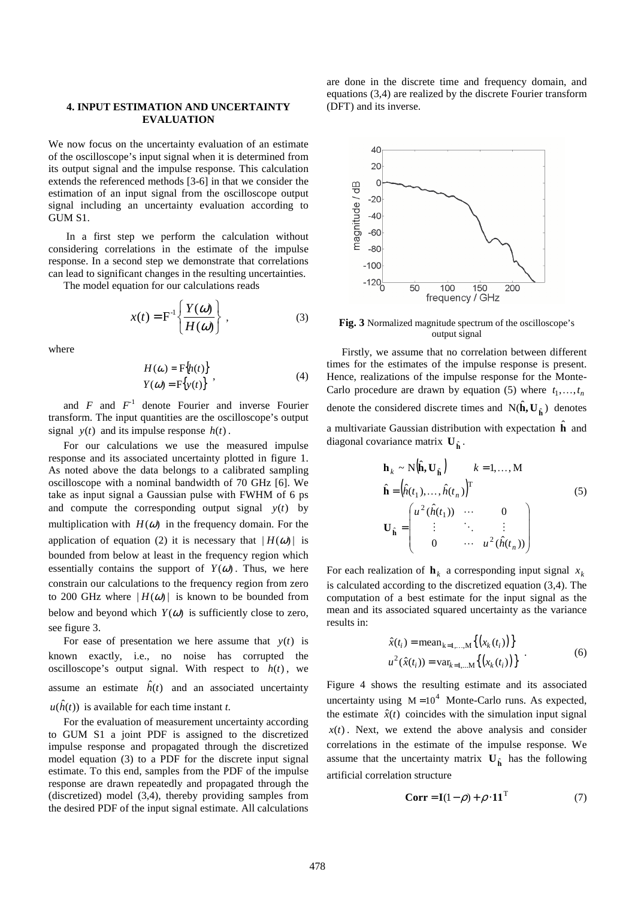## 4. INPUT ESTIMATION AND UNCERTAINTY EVALUATION

We now focus on the uncertainty evaluation of an estimate of the oscilloscope's input signal when it is determined from its output signal and the impulse response. This calculation extends the referenced methods [3-6] in that we consider the estimation of an input signal from the oscilloscope output signal including an uncertainty evaluation according to GUM S1.

In a first step we perform the calculation without considering correlations in the estimate of the impulse response. In a second step we demonstrate that correlations can lead to significant changes in the resulting uncertainties.

The model equation for our calculations reads

$$x(t) = F^{-1}\left\{\frac{Y(\omega)}{H(\omega)}\right\}, \tag{3}$$

where

$$\begin{aligned} H(\omega) &= F\{h(t)\} \\ Y(\omega) &= F\{y(t)\} \end{aligned}, \tag{4}$$

and $F$ and $F^{-1}$ denote Fourier and inverse Fourier transform. The input quantities are the oscilloscope's output signal $y(t)$ and its impulse response $h(t)$.

For our calculations we use the measured impulse response and its associated uncertainty plotted in figure 1. As noted above the data belongs to a calibrated sampling oscilloscope with a nominal bandwidth of 70 GHz [6]. We take as input signal a Gaussian pulse with FWHM of 6 ps and compute the corresponding output signal $y(t)$ by multiplication with $H(\omega)$ in the frequency domain. For the application of equation (2) it is necessary that $|H(\omega)|$ is bounded from below at least in the frequency region which essentially contains the support of $Y(\omega)$. Thus, we here constrain our calculations to the frequency region from zero to 200 GHz where $|H(\omega)|$ is known to be bounded from below and beyond which $Y(\omega)$ is sufficiently close to zero, see figure 3.

For ease of presentation we here assume that $y(t)$ is known exactly, i.e., no noise has corrupted the oscilloscope's output signal. With respect to $h(t)$, we assume an estimate $\hat{h}(t)$ and an associated uncertainty $u(\hat{h}(t))$ is available for each time instant *t*.

For the evaluation of measurement uncertainty according to GUM S1 a joint PDF is assigned to the discretized impulse response and propagated through the discretized model equation (3) to a PDF for the discrete input signal estimate. To this end, samples from the PDF of the impulse response are drawn repeatedly and propagated through the (discretized) model (3,4), thereby providing samples from the desired PDF of the input signal estimate. All calculations are done in the discrete time and frequency domain, and equations (3,4) are realized by the discrete Fourier transform (DFT) and its inverse.

**Fig. 3** Normalized magnitude spectrum of the oscilloscope's output signal

Firstly, we assume that no correlation between different times for the estimates of the impulse response is present. Hence, realizations of the impulse response for the Monte-Carlo procedure are drawn by equation (5) where $t_1,\ldots,t_n$ denote the considered discrete times and $N(\hat{\mathbf{h}},\mathbf{U}_{\hat{\mathbf{h}}})$ denotes a multivariate Gaussian distribution with expectation $\hat{\mathbf{h}}$ and diagonal covariance matrix $\mathbf{U}_{\hat{\mathbf{h}}}$.

$$\begin{aligned} &\mathbf{h}_k \sim N\left(\hat{\mathbf{h}},\mathbf{U}_{\hat{\mathbf{h}}}\right) \qquad k = 1,\ldots, M \\ &\hat{\mathbf{h}} = \left(\hat{h}(t_1),\ldots,\hat{h}(t_n)\right)^{T} \\ &\mathbf{U}_{\hat{\mathbf{h}}} = \begin{pmatrix} u^2(\hat{h}(t_1)) & \cdots & 0 \\ \vdots & \ddots & \vdots \\ 0 & \cdots & u^2(\hat{h}(t_n)) \end{pmatrix} \end{aligned} \tag{5}$$

For each realization of $\mathbf{h}_k$ a corresponding input signal $x_k$ is calculated according to the discretized equation (3,4). The computation of a best estimate for the input signal as the mean and its associated squared uncertainty as the variance results in:

$$\begin{aligned} \hat{x}(t_i) &= \mathrm{mean}_{k=1,\ldots,M}\left\{\left(x_k(t_i)\right)\right\} \\ u^2(\hat{x}(t_i)) &= \mathrm{var}_{k=1,\ldots M}\left\{\left(x_k(t_i)\right)\right\} \end{aligned}. \tag{6}$$

Figure 4 shows the resulting estimate and its associated uncertainty using $M = 10^4$ Monte-Carlo runs. As expected, the estimate $\hat{x}(t)$ coincides with the simulation input signal $x(t)$. Next, we extend the above analysis and consider correlations in the estimate of the impulse response. We assume that the uncertainty matrix $\mathbf{U}_{\hat{\mathbf{h}}}$ has the following artificial correlation structure

$$\mathbf{Corr} = \mathbf{I}(1-\rho) + \rho \cdot \mathbf{1}\mathbf{1}^{T} \tag{7}$$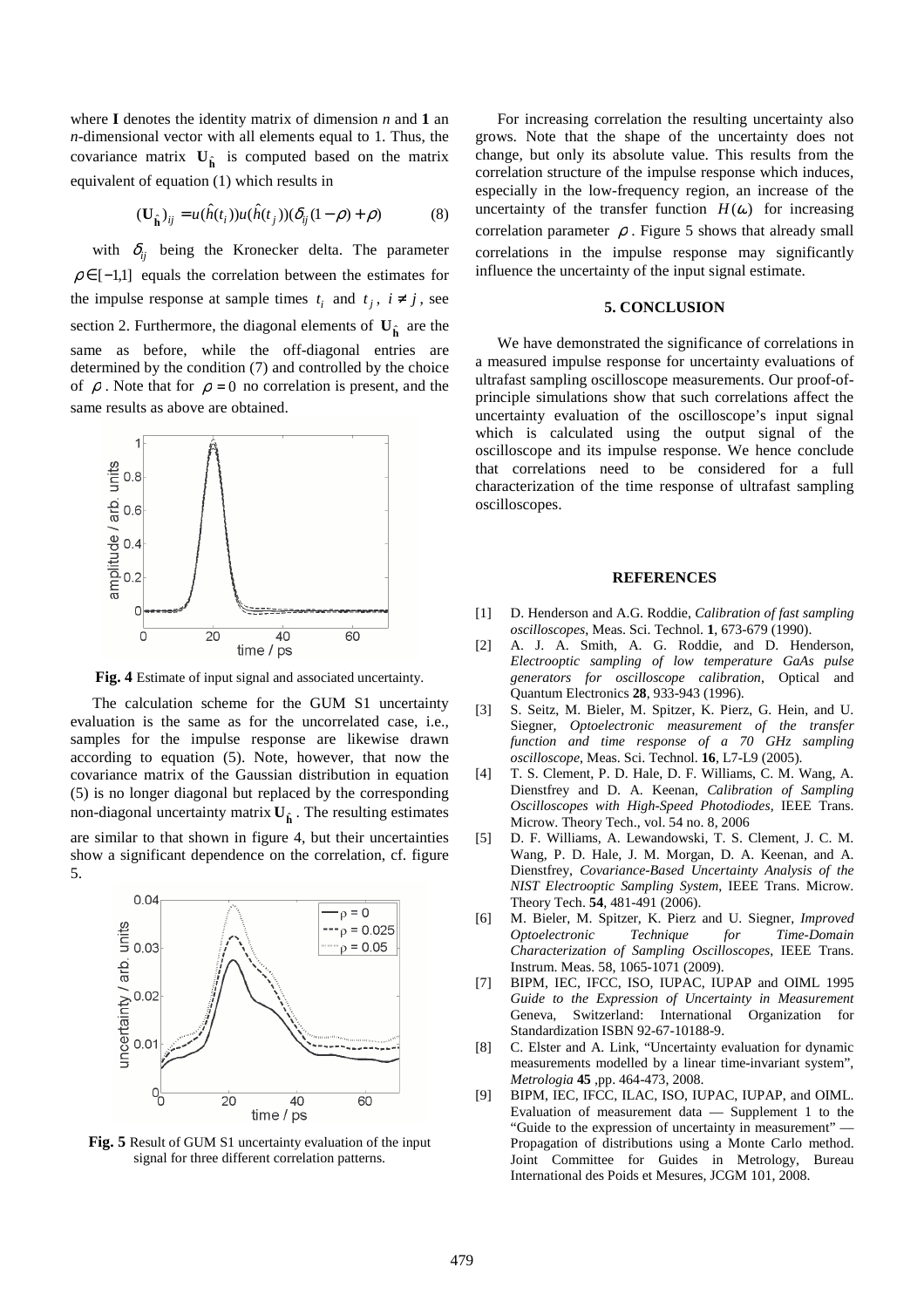where **I** denotes the identity matrix of dimension $n$ and **1** an $n$-dimensional vector with all elements equal to 1. Thus, the covariance matrix $\mathbf{U}_{\hat{\mathbf{h}}}$ is computed based on the matrix equivalent of equation (1) which results in

$$(\mathbf{U}_{\hat{\mathbf{h}}})_{ij} = u(\hat{h}(t_i))u(\hat{h}(t_j))(\delta_{ij}(1-\rho)+\rho) \tag{8}$$

with $\delta_{ij}$ being the Kronecker delta. The parameter $\rho \in [-1,1]$ equals the correlation between the estimates for the impulse response at sample times $t_i$ and $t_j$, $i \neq j$, see section 2. Furthermore, the diagonal elements of $\mathbf{U}_{\hat{\mathbf{h}}}$ are the same as before, while the off-diagonal entries are determined by the condition (7) and controlled by the choice of $\rho$. Note that for $\rho = 0$ no correlation is present, and the same results as above are obtained.

1
0.8
0.6
0.4
0.2
0
amplitude / arb. units
0
20
40
60
time / ps

**Fig. 4** Estimate of input signal and associated uncertainty.

The calculation scheme for the GUM S1 uncertainty evaluation is the same as for the uncorrelated case, i.e., samples for the impulse response are likewise drawn according to equation (5). Note, however, that now the covariance matrix of the Gaussian distribution in equation (5) is no longer diagonal but replaced by the corresponding non-diagonal uncertainty matrix $\mathbf{U}_{\hat{\mathbf{h}}}$. The resulting estimates are similar to that shown in figure 4, but their uncertainties show a significant dependence on the correlation, cf. figure 5.

0.04
0.03
0.02
0.01
0
uncertainty / arb. units
0
20
40
60
time / ps
$\rho = 0$
$\rho = 0.025$
$\rho = 0.05$

**Fig. 5** Result of GUM S1 uncertainty evaluation of the input signal for three different correlation patterns.

For increasing correlation the resulting uncertainty also grows. Note that the shape of the uncertainty does not change, but only its absolute value. This results from the correlation structure of the impulse response which induces, especially in the low-frequency region, an increase of the uncertainty of the transfer function $H(\omega)$ for increasing correlation parameter $\rho$. Figure 5 shows that already small correlations in the impulse response may significantly influence the uncertainty of the input signal estimate.

## 5. CONCLUSION

We have demonstrated the significance of correlations in a measured impulse response for uncertainty evaluations of ultrafast sampling oscilloscope measurements. Our proof-of-principle simulations show that such correlations affect the uncertainty evaluation of the oscilloscope's input signal which is calculated using the output signal of the oscilloscope and its impulse response. We hence conclude that correlations need to be considered for a full characterization of the time response of ultrafast sampling oscilloscopes.

## REFERENCES

[1] D. Henderson and A.G. Roddie, *Calibration of fast sampling oscilloscopes*, Meas. Sci. Technol. **1**, 673-679 (1990).

[2] A. J. A. Smith, A. G. Roddie, and D. Henderson, *Electrooptic sampling of low temperature GaAs pulse generators for oscilloscope calibration*, Optical and Quantum Electronics **28**, 933-943 (1996).

[3] S. Seitz, M. Bieler, M. Spitzer, K. Pierz, G. Hein, and U. Siegner, *Optoelectronic measurement of the transfer function and time response of a 70 GHz sampling oscilloscope*, Meas. Sci. Technol. **16**, L7-L9 (2005).

[4] T. S. Clement, P. D. Hale, D. F. Williams, C. M. Wang, A. Dienstfrey and D. A. Keenan, *Calibration of Sampling Oscilloscopes with High-Speed Photodiodes*, IEEE Trans. Microw. Theory Tech., vol. 54 no. 8, 2006

[5] D. F. Williams, A. Lewandowski, T. S. Clement, J. C. M. Wang, P. D. Hale, J. M. Morgan, D. A. Keenan, and A. Dienstfrey, *Covariance-Based Uncertainty Analysis of the NIST Electrooptic Sampling System*, IEEE Trans. Microw. Theory Tech. **54**, 481-491 (2006).

[6] M. Bieler, M. Spitzer, K. Pierz and U. Siegner, *Improved Optoelectronic Technique for Time-Domain Characterization of Sampling Oscilloscopes*, IEEE Trans. Instrum. Meas. 58, 1065-1071 (2009).

[7] BIPM, IEC, IFCC, ISO, IUPAC, IUPAP and OIML 1995 *Guide to the Expression of Uncertainty in Measurement* Geneva, Switzerland: International Organization for Standardization ISBN 92-67-10188-9.

[8] C. Elster and A. Link, "Uncertainty evaluation for dynamic measurements modelled by a linear time-invariant system", *Metrologia* **45** ,pp. 464-473, 2008.

[9] BIPM, IEC, IFCC, ILAC, ISO, IUPAC, IUPAP, and OIML. Evaluation of measurement data — Supplement 1 to the "Guide to the expression of uncertainty in measurement" — Propagation of distributions using a Monte Carlo method. Joint Committee for Guides in Metrology, Bureau International des Poids et Mesures, JCGM 101, 2008.